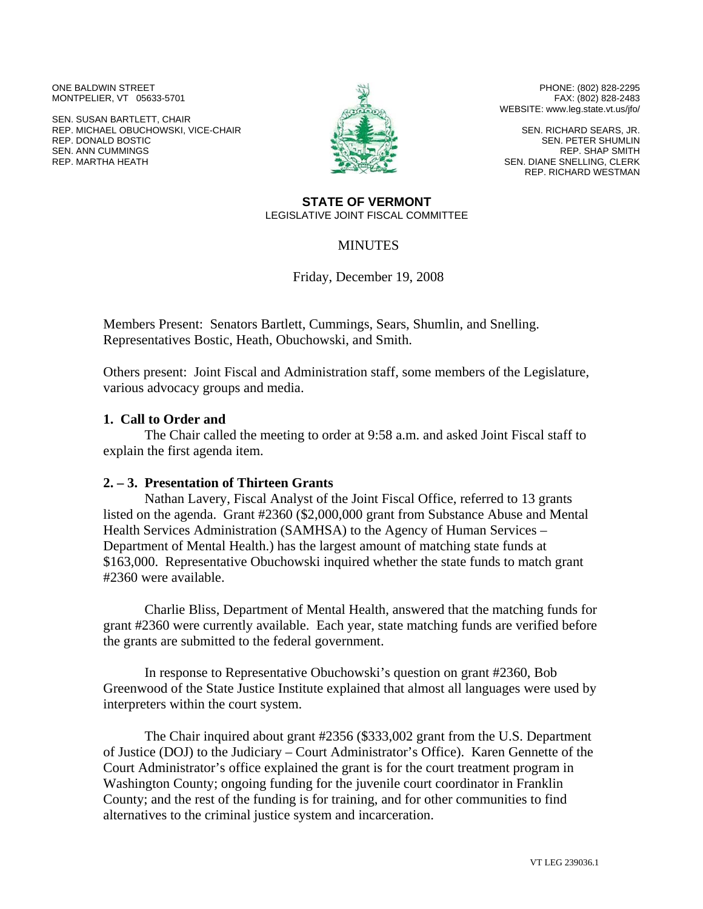ONE BALDWIN STREET
MONTPELIER, VT 05633-5701

SEN. SUSAN BARTLETT, CHAIR
REP. MICHAEL OBUCHOWSKI, VICE-CHAIR
REP. DONALD BOSTIC
SEN. ANN CUMMINGS
REP. MARTHA HEATH

PHONE: (802) 828-2295
FAX: (802) 828-2483
WEBSITE: www.leg.state.vt.us/jfo/

SEN. RICHARD SEARS, JR.
SEN. PETER SHUMLIN
REP. SHAP SMITH
SEN. DIANE SNELLING, CLERK
REP. RICHARD WESTMAN

**STATE OF VERMONT**
LEGISLATIVE JOINT FISCAL COMMITTEE

MINUTES

Friday, December 19, 2008

Members Present: Senators Bartlett, Cummings, Sears, Shumlin, and Snelling. Representatives Bostic, Heath, Obuchowski, and Smith.

Others present: Joint Fiscal and Administration staff, some members of the Legislature, various advocacy groups and media.

**1. Call to Order and**

The Chair called the meeting to order at 9:58 a.m. and asked Joint Fiscal staff to explain the first agenda item.

**2. – 3. Presentation of Thirteen Grants**

Nathan Lavery, Fiscal Analyst of the Joint Fiscal Office, referred to 13 grants listed on the agenda. Grant #2360 ($2,000,000 grant from Substance Abuse and Mental Health Services Administration (SAMHSA) to the Agency of Human Services – Department of Mental Health.) has the largest amount of matching state funds at $163,000. Representative Obuchowski inquired whether the state funds to match grant #2360 were available.

Charlie Bliss, Department of Mental Health, answered that the matching funds for grant #2360 were currently available. Each year, state matching funds are verified before the grants are submitted to the federal government.

In response to Representative Obuchowski's question on grant #2360, Bob Greenwood of the State Justice Institute explained that almost all languages were used by interpreters within the court system.

The Chair inquired about grant #2356 ($333,002 grant from the U.S. Department of Justice (DOJ) to the Judiciary – Court Administrator's Office). Karen Gennette of the Court Administrator's office explained the grant is for the court treatment program in Washington County; ongoing funding for the juvenile court coordinator in Franklin County; and the rest of the funding is for training, and for other communities to find alternatives to the criminal justice system and incarceration.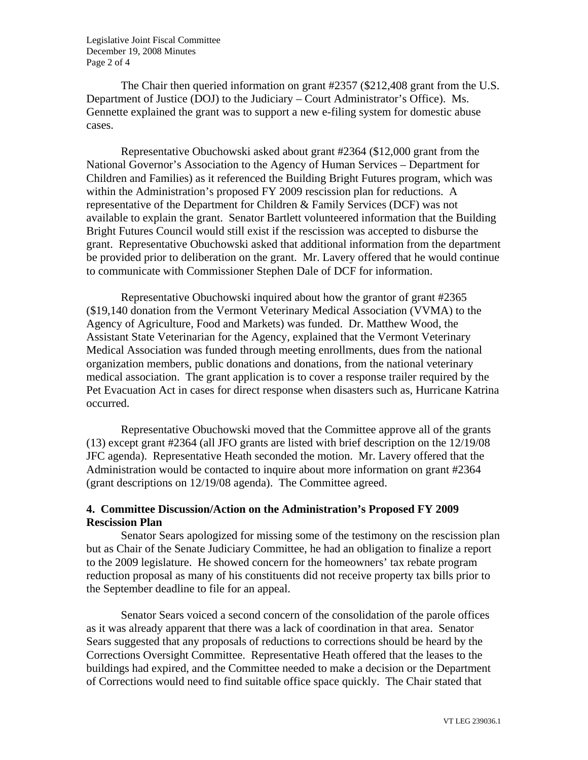The Chair then queried information on grant #2357 ($212,408 grant from the U.S. Department of Justice (DOJ) to the Judiciary – Court Administrator's Office). Ms. Gennette explained the grant was to support a new e-filing system for domestic abuse cases.

Representative Obuchowski asked about grant #2364 ($12,000 grant from the National Governor's Association to the Agency of Human Services – Department for Children and Families) as it referenced the Building Bright Futures program, which was within the Administration's proposed FY 2009 rescission plan for reductions. A representative of the Department for Children & Family Services (DCF) was not available to explain the grant. Senator Bartlett volunteered information that the Building Bright Futures Council would still exist if the rescission was accepted to disburse the grant. Representative Obuchowski asked that additional information from the department be provided prior to deliberation on the grant. Mr. Lavery offered that he would continue to communicate with Commissioner Stephen Dale of DCF for information.

Representative Obuchowski inquired about how the grantor of grant #2365 ($19,140 donation from the Vermont Veterinary Medical Association (VVMA) to the Agency of Agriculture, Food and Markets) was funded. Dr. Matthew Wood, the Assistant State Veterinarian for the Agency, explained that the Vermont Veterinary Medical Association was funded through meeting enrollments, dues from the national organization members, public donations and donations, from the national veterinary medical association. The grant application is to cover a response trailer required by the Pet Evacuation Act in cases for direct response when disasters such as, Hurricane Katrina occurred.

Representative Obuchowski moved that the Committee approve all of the grants (13) except grant #2364 (all JFO grants are listed with brief description on the 12/19/08 JFC agenda). Representative Heath seconded the motion. Mr. Lavery offered that the Administration would be contacted to inquire about more information on grant #2364 (grant descriptions on 12/19/08 agenda). The Committee agreed.

**4. Committee Discussion/Action on the Administration's Proposed FY 2009 Rescission Plan**

Senator Sears apologized for missing some of the testimony on the rescission plan but as Chair of the Senate Judiciary Committee, he had an obligation to finalize a report to the 2009 legislature. He showed concern for the homeowners' tax rebate program reduction proposal as many of his constituents did not receive property tax bills prior to the September deadline to file for an appeal.

Senator Sears voiced a second concern of the consolidation of the parole offices as it was already apparent that there was a lack of coordination in that area. Senator Sears suggested that any proposals of reductions to corrections should be heard by the Corrections Oversight Committee. Representative Heath offered that the leases to the buildings had expired, and the Committee needed to make a decision or the Department of Corrections would need to find suitable office space quickly. The Chair stated that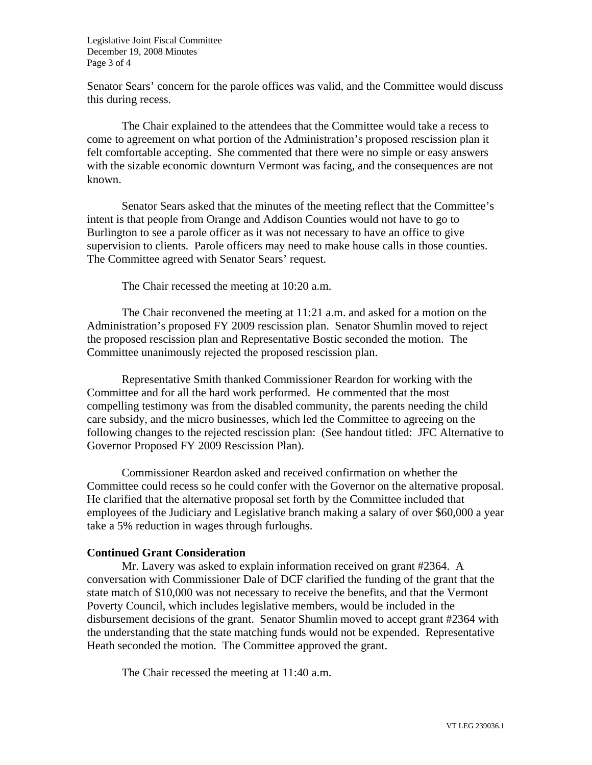Senator Sears' concern for the parole offices was valid, and the Committee would discuss this during recess.

The Chair explained to the attendees that the Committee would take a recess to come to agreement on what portion of the Administration's proposed rescission plan it felt comfortable accepting. She commented that there were no simple or easy answers with the sizable economic downturn Vermont was facing, and the consequences are not known.

Senator Sears asked that the minutes of the meeting reflect that the Committee's intent is that people from Orange and Addison Counties would not have to go to Burlington to see a parole officer as it was not necessary to have an office to give supervision to clients. Parole officers may need to make house calls in those counties. The Committee agreed with Senator Sears' request.

The Chair recessed the meeting at 10:20 a.m.

The Chair reconvened the meeting at 11:21 a.m. and asked for a motion on the Administration's proposed FY 2009 rescission plan. Senator Shumlin moved to reject the proposed rescission plan and Representative Bostic seconded the motion. The Committee unanimously rejected the proposed rescission plan.

Representative Smith thanked Commissioner Reardon for working with the Committee and for all the hard work performed. He commented that the most compelling testimony was from the disabled community, the parents needing the child care subsidy, and the micro businesses, which led the Committee to agreeing on the following changes to the rejected rescission plan: (See handout titled: JFC Alternative to Governor Proposed FY 2009 Rescission Plan).

Commissioner Reardon asked and received confirmation on whether the Committee could recess so he could confer with the Governor on the alternative proposal. He clarified that the alternative proposal set forth by the Committee included that employees of the Judiciary and Legislative branch making a salary of over $60,000 a year take a 5% reduction in wages through furloughs.

**Continued Grant Consideration**

Mr. Lavery was asked to explain information received on grant #2364. A conversation with Commissioner Dale of DCF clarified the funding of the grant that the state match of $10,000 was not necessary to receive the benefits, and that the Vermont Poverty Council, which includes legislative members, would be included in the disbursement decisions of the grant. Senator Shumlin moved to accept grant #2364 with the understanding that the state matching funds would not be expended. Representative Heath seconded the motion. The Committee approved the grant.

The Chair recessed the meeting at 11:40 a.m.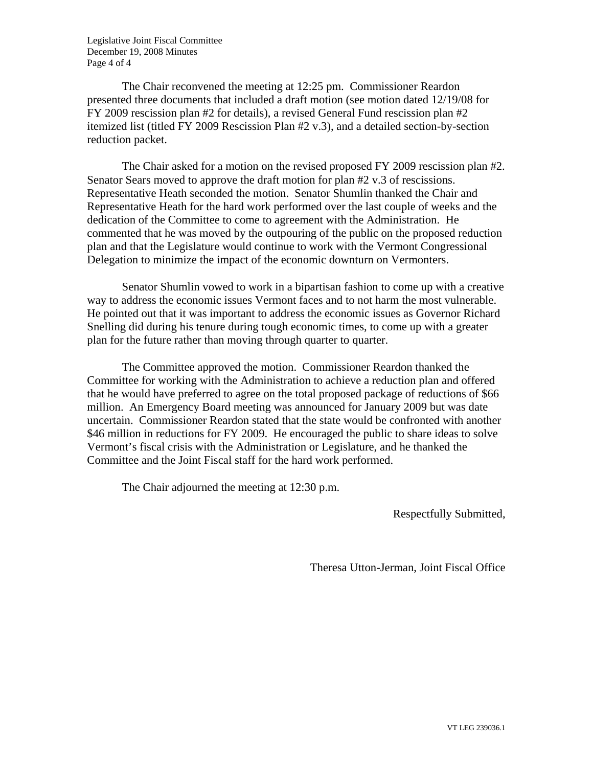The Chair reconvened the meeting at 12:25 pm. Commissioner Reardon presented three documents that included a draft motion (see motion dated 12/19/08 for FY 2009 rescission plan #2 for details), a revised General Fund rescission plan #2 itemized list (titled FY 2009 Rescission Plan #2 v.3), and a detailed section-by-section reduction packet.

The Chair asked for a motion on the revised proposed FY 2009 rescission plan #2. Senator Sears moved to approve the draft motion for plan #2 v.3 of rescissions. Representative Heath seconded the motion. Senator Shumlin thanked the Chair and Representative Heath for the hard work performed over the last couple of weeks and the dedication of the Committee to come to agreement with the Administration. He commented that he was moved by the outpouring of the public on the proposed reduction plan and that the Legislature would continue to work with the Vermont Congressional Delegation to minimize the impact of the economic downturn on Vermonters.

Senator Shumlin vowed to work in a bipartisan fashion to come up with a creative way to address the economic issues Vermont faces and to not harm the most vulnerable. He pointed out that it was important to address the economic issues as Governor Richard Snelling did during his tenure during tough economic times, to come up with a greater plan for the future rather than moving through quarter to quarter.

The Committee approved the motion. Commissioner Reardon thanked the Committee for working with the Administration to achieve a reduction plan and offered that he would have preferred to agree on the total proposed package of reductions of $66 million. An Emergency Board meeting was announced for January 2009 but was date uncertain. Commissioner Reardon stated that the state would be confronted with another $46 million in reductions for FY 2009. He encouraged the public to share ideas to solve Vermont's fiscal crisis with the Administration or Legislature, and he thanked the Committee and the Joint Fiscal staff for the hard work performed.

The Chair adjourned the meeting at 12:30 p.m.

Respectfully Submitted,

Theresa Utton-Jerman, Joint Fiscal Office

VT LEG 239036.1